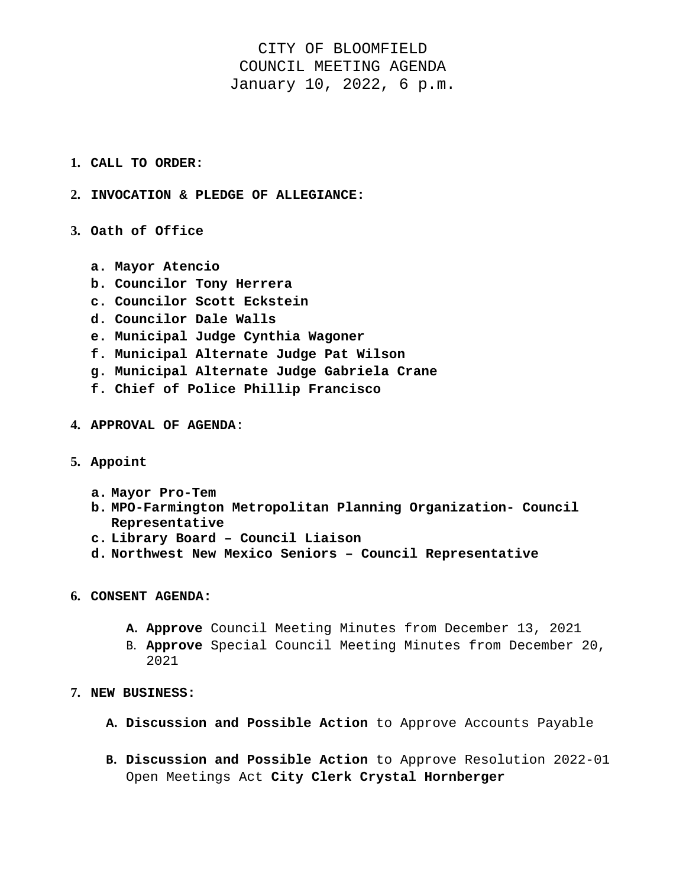# CITY OF BLOOMFIELD
# COUNCIL MEETING AGENDA
# January 10, 2022, 6 p.m.

1. **CALL TO ORDER:**

2. **INVOCATION & PLEDGE OF ALLEGIANCE:**

3. **Oath of Office**

   a. **Mayor Atencio**
   b. **Councilor Tony Herrera**
   c. **Councilor Scott Eckstein**
   d. **Councilor Dale Walls**
   e. **Municipal Judge Cynthia Wagoner**
   f. **Municipal Alternate Judge Pat Wilson**
   g. **Municipal Alternate Judge Gabriela Crane**
   f. **Chief of Police Phillip Francisco**

4. **APPROVAL OF AGENDA**:

5. **Appoint**

   a. **Mayor Pro-Tem**
   b. **MPO-Farmington Metropolitan Planning Organization- Council Representative**
   c. **Library Board – Council Liaison**
   d. **Northwest New Mexico Seniors – Council Representative**

6. **CONSENT AGENDA:**

   A. **Approve** Council Meeting Minutes from December 13, 2021
   B. **Approve** Special Council Meeting Minutes from December 20, 2021

7. **NEW BUSINESS:**

   A. **Discussion and Possible Action** to Approve Accounts Payable

   B. **Discussion and Possible Action** to Approve Resolution 2022-01 Open Meetings Act **City Clerk Crystal Hornberger**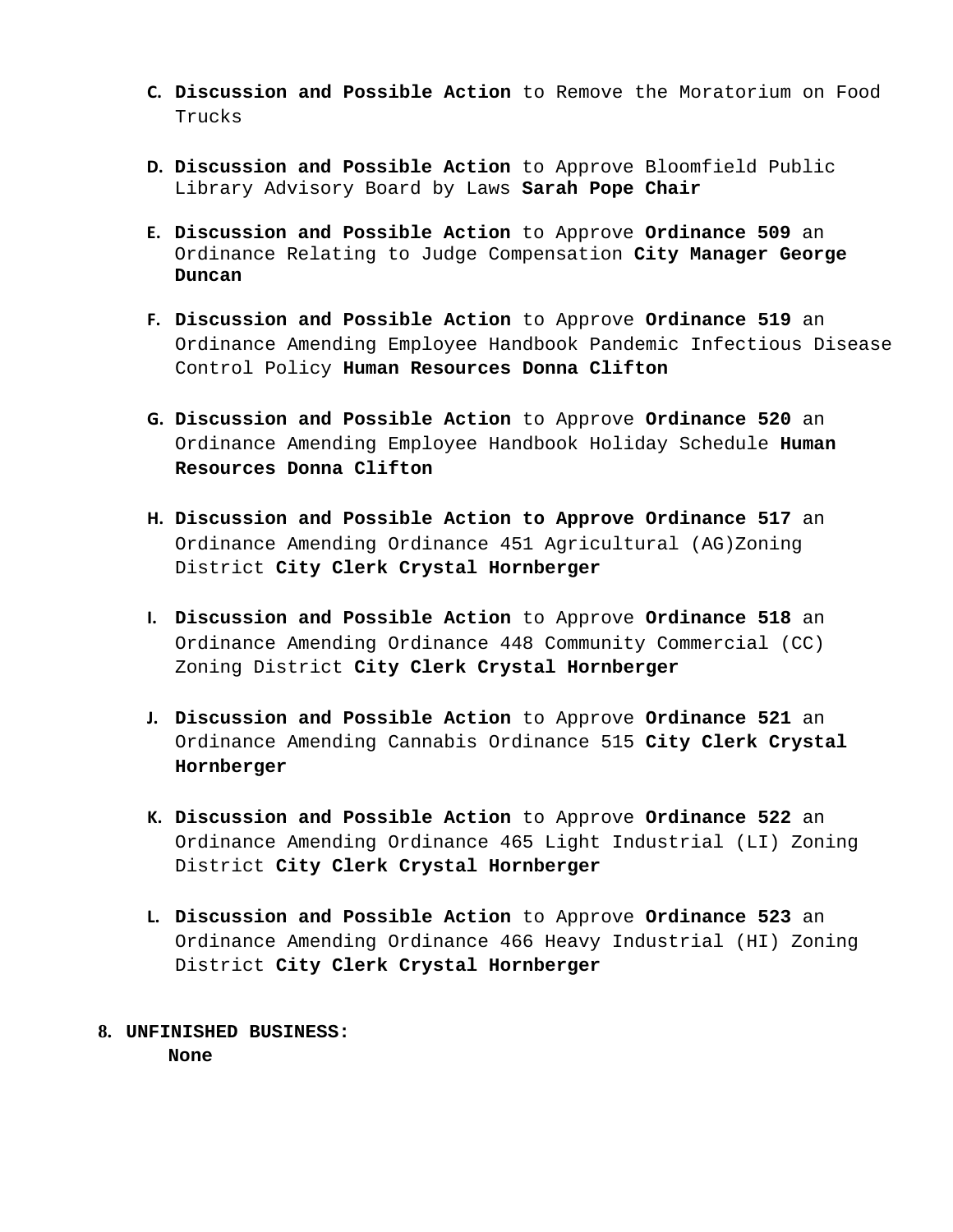C. **Discussion and Possible Action** to Remove the Moratorium on Food Trucks

D. **Discussion and Possible Action** to Approve Bloomfield Public Library Advisory Board by Laws **Sarah Pope Chair**

E. **Discussion and Possible Action** to Approve **Ordinance 509** an Ordinance Relating to Judge Compensation **City Manager George Duncan**

F. **Discussion and Possible Action** to Approve **Ordinance 519** an Ordinance Amending Employee Handbook Pandemic Infectious Disease Control Policy **Human Resources Donna Clifton**

G. **Discussion and Possible Action** to Approve **Ordinance 520** an Ordinance Amending Employee Handbook Holiday Schedule **Human Resources Donna Clifton**

H. **Discussion and Possible Action to Approve Ordinance 517** an Ordinance Amending Ordinance 451 Agricultural (AG)Zoning District **City Clerk Crystal Hornberger**

I. **Discussion and Possible Action** to Approve **Ordinance 518** an Ordinance Amending Ordinance 448 Community Commercial (CC) Zoning District **City Clerk Crystal Hornberger**

J. **Discussion and Possible Action** to Approve **Ordinance 521** an Ordinance Amending Cannabis Ordinance 515 **City Clerk Crystal Hornberger**

K. **Discussion and Possible Action** to Approve **Ordinance 522** an Ordinance Amending Ordinance 465 Light Industrial (LI) Zoning District **City Clerk Crystal Hornberger**

L. **Discussion and Possible Action** to Approve **Ordinance 523** an Ordinance Amending Ordinance 466 Heavy Industrial (HI) Zoning District **City Clerk Crystal Hornberger**

**8. UNFINISHED BUSINESS:**

**None**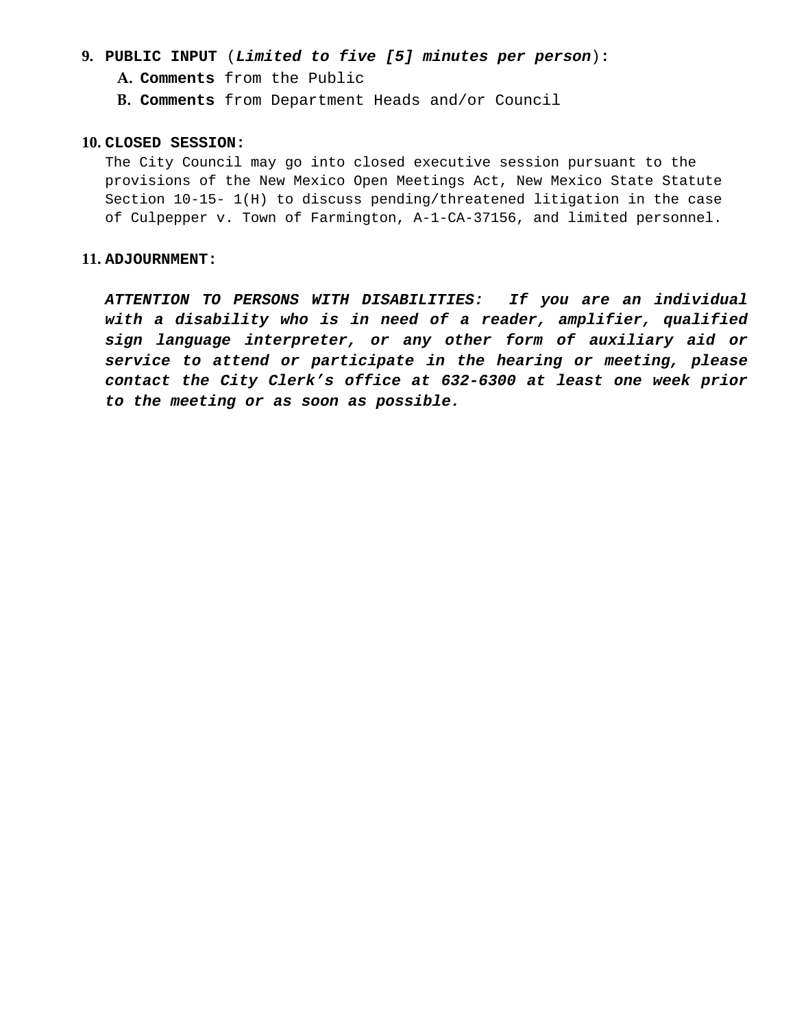9. **PUBLIC INPUT** (***Limited to five [5] minutes per person***)**:**
   A. **Comments** from the Public
   B. **Comments** from Department Heads and/or Council

10. **CLOSED SESSION:**
    The City Council may go into closed executive session pursuant to the provisions of the New Mexico Open Meetings Act, New Mexico State Statute Section 10-15- 1(H) to discuss pending/threatened litigation in the case of Culpepper v. Town of Farmington, A-1-CA-37156, and limited personnel.

11. **ADJOURNMENT:**

***ATTENTION TO PERSONS WITH DISABILITIES: If you are an individual with a disability who is in need of a reader, amplifier, qualified sign language interpreter, or any other form of auxiliary aid or service to attend or participate in the hearing or meeting, please contact the City Clerk's office at 632-6300 at least one week prior to the meeting or as soon as possible.***